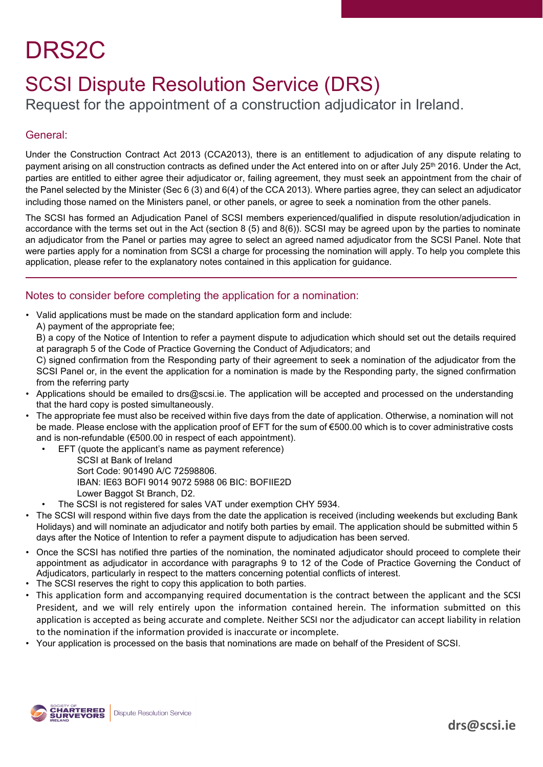# DRS2C

## SCSI Dispute Resolution Service (DRS)

Request for the appointment of a construction adjudicator in Ireland.

### General:

Under the Construction Contract Act 2013 (CCA2013), there is an entitlement to adjudication of any dispute relating to payment arising on all construction contracts as defined under the Act entered into on or after July 25th 2016. Under the Act, parties are entitled to either agree their adjudicator or, failing agreement, they must seek an appointment from the chair of the Panel selected by the Minister (Sec 6 (3) and 6(4) of the CCA 2013). Where parties agree, they can select an adjudicator including those named on the Ministers panel, or other panels, or agree to seek a nomination from the other panels.

The SCSI has formed an Adjudication Panel of SCSI members experienced/qualified in dispute resolution/adjudication in accordance with the terms set out in the Act (section 8 (5) and 8(6)). SCSI may be agreed upon by the parties to nominate an adjudicator from the Panel or parties may agree to select an agreed named adjudicator from the SCSI Panel. Note that were parties apply for a nomination from SCSI a charge for processing the nomination will apply. To help you complete this application, please refer to the explanatory notes contained in this application for guidance.

---

### Notes to consider before completing the application for a nomination:

- Valid applications must be made on the standard application form and include:
  A) payment of the appropriate fee;
  B) a copy of the Notice of Intention to refer a payment dispute to adjudication which should set out the details required at paragraph 5 of the Code of Practice Governing the Conduct of Adjudicators; and
  C) signed confirmation from the Responding party of their agreement to seek a nomination of the adjudicator from the SCSI Panel or, in the event the application for a nomination is made by the Responding party, the signed confirmation from the referring party
- Applications should be emailed to drs@scsi.ie. The application will be accepted and processed on the understanding that the hard copy is posted simultaneously.
- The appropriate fee must also be received within five days from the date of application. Otherwise, a nomination will not be made. Please enclose with the application proof of EFT for the sum of €500.00 which is to cover administrative costs and is non-refundable (€500.00 in respect of each appointment).
  - EFT (quote the applicant's name as payment reference)
    SCSI at Bank of Ireland
    Sort Code: 901490 A/C 72598806.
    IBAN: IE63 BOFI 9014 9072 5988 06 BIC: BOFIIE2D
    Lower Baggot St Branch, D2.
  - The SCSI is not registered for sales VAT under exemption CHY 5934.
- The SCSI will respond within five days from the date the application is received (including weekends but excluding Bank Holidays) and will nominate an adjudicator and notify both parties by email. The application should be submitted within 5 days after the Notice of Intention to refer a payment dispute to adjudication has been served.
- Once the SCSI has notified thre parties of the nomination, the nominated adjudicator should proceed to complete their appointment as adjudicator in accordance with paragraphs 9 to 12 of the Code of Practice Governing the Conduct of Adjudicators, particularly in respect to the matters concerning potential conflicts of interest.
- The SCSI reserves the right to copy this application to both parties.
- This application form and accompanying required documentation is the contract between the applicant and the SCSI President, and we will rely entirely upon the information contained herein. The information submitted on this application is accepted as being accurate and complete. Neither SCSI nor the adjudicator can accept liability in relation to the nomination if the information provided is inaccurate or incomplete.
- Your application is processed on the basis that nominations are made on behalf of the President of SCSI.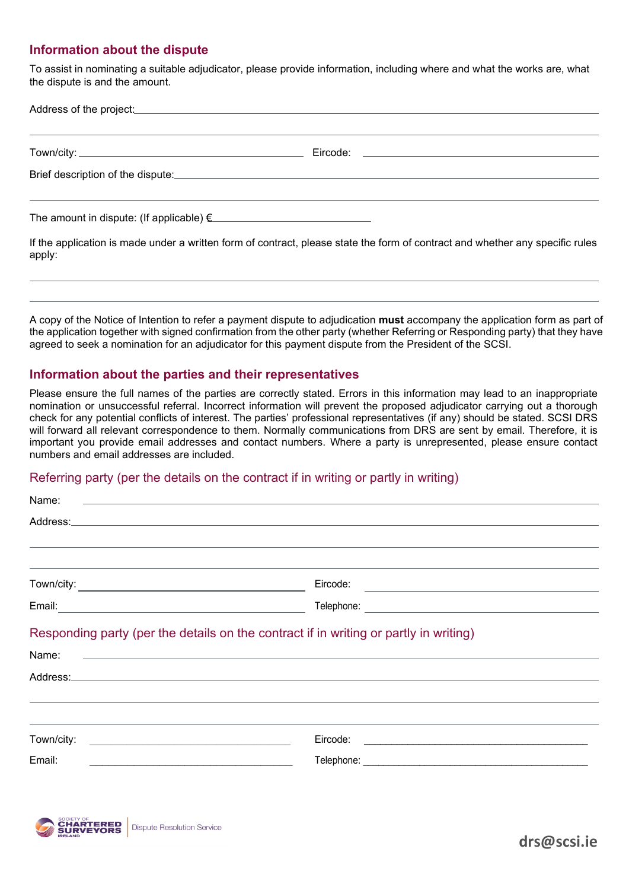## Information about the dispute

To assist in nominating a suitable adjudicator, please provide information, including where and what the works are, what the dispute is and the amount.

Address of the project: \_\_\_\_\_\_\_\_\_\_\_\_\_\_\_\_\_\_\_\_\_\_\_\_\_\_\_\_\_\_\_\_\_\_\_\_\_\_\_\_

\_\_\_\_\_\_\_\_\_\_\_\_\_\_\_\_\_\_\_\_\_\_\_\_\_\_\_\_\_\_\_\_\_\_\_\_\_\_\_\_\_\_\_\_\_\_\_\_\_\_\_\_

Town/city: \_\_\_\_\_\_\_\_\_\_\_\_\_\_\_\_\_\_\_\_ Eircode: \_\_\_\_\_\_\_\_\_\_\_\_\_\_\_\_\_\_\_\_

Brief description of the dispute: \_\_\_\_\_\_\_\_\_\_\_\_\_\_\_\_\_\_\_\_\_\_\_\_\_\_\_\_\_\_\_\_\_\_\_\_

\_\_\_\_\_\_\_\_\_\_\_\_\_\_\_\_\_\_\_\_\_\_\_\_\_\_\_\_\_\_\_\_\_\_\_\_\_\_\_\_\_\_\_\_\_\_\_\_\_\_\_\_

The amount in dispute: (If applicable) € \_\_\_\_\_\_\_\_\_\_\_\_\_\_\_\_\_\_\_\_

If the application is made under a written form of contract, please state the form of contract and whether any specific rules apply:

\_\_\_\_\_\_\_\_\_\_\_\_\_\_\_\_\_\_\_\_\_\_\_\_\_\_\_\_\_\_\_\_\_\_\_\_\_\_\_\_\_\_\_\_\_\_\_\_\_\_\_\_

\_\_\_\_\_\_\_\_\_\_\_\_\_\_\_\_\_\_\_\_\_\_\_\_\_\_\_\_\_\_\_\_\_\_\_\_\_\_\_\_\_\_\_\_\_\_\_\_\_\_\_\_

A copy of the Notice of Intention to refer a payment dispute to adjudication **must** accompany the application form as part of the application together with signed confirmation from the other party (whether Referring or Responding party) that they have agreed to seek a nomination for an adjudicator for this payment dispute from the President of the SCSI.

## Information about the parties and their representatives

Please ensure the full names of the parties are correctly stated. Errors in this information may lead to an inappropriate nomination or unsuccessful referral. Incorrect information will prevent the proposed adjudicator carrying out a thorough check for any potential conflicts of interest. The parties' professional representatives (if any) should be stated. SCSI DRS will forward all relevant correspondence to them. Normally communications from DRS are sent by email. Therefore, it is important you provide email addresses and contact numbers. Where a party is unrepresented, please ensure contact numbers and email addresses are included.

### Referring party (per the details on the contract if in writing or partly in writing)

Name: \_\_\_\_\_\_\_\_\_\_\_\_\_\_\_\_\_\_\_\_\_\_\_\_\_\_\_\_\_\_\_\_\_\_\_\_\_\_\_\_\_\_\_\_\_\_\_\_

Address: \_\_\_\_\_\_\_\_\_\_\_\_\_\_\_\_\_\_\_\_\_\_\_\_\_\_\_\_\_\_\_\_\_\_\_\_\_\_\_\_\_\_\_\_\_\_

\_\_\_\_\_\_\_\_\_\_\_\_\_\_\_\_\_\_\_\_\_\_\_\_\_\_\_\_\_\_\_\_\_\_\_\_\_\_\_\_\_\_\_\_\_\_\_\_\_\_\_\_

\_\_\_\_\_\_\_\_\_\_\_\_\_\_\_\_\_\_\_\_\_\_\_\_\_\_\_\_\_\_\_\_\_\_\_\_\_\_\_\_\_\_\_\_\_\_\_\_\_\_\_\_

Town/city: \_\_\_\_\_\_\_\_\_\_\_\_\_\_\_\_\_\_\_\_ Eircode: \_\_\_\_\_\_\_\_\_\_\_\_\_\_\_\_\_\_\_\_

Email: \_\_\_\_\_\_\_\_\_\_\_\_\_\_\_\_\_\_\_\_ Telephone: \_\_\_\_\_\_\_\_\_\_\_\_\_\_\_\_\_\_\_\_

### Responding party (per the details on the contract if in writing or partly in writing)

Name: \_\_\_\_\_\_\_\_\_\_\_\_\_\_\_\_\_\_\_\_\_\_\_\_\_\_\_\_\_\_\_\_\_\_\_\_\_\_\_\_\_\_\_\_\_\_\_\_

Address: \_\_\_\_\_\_\_\_\_\_\_\_\_\_\_\_\_\_\_\_\_\_\_\_\_\_\_\_\_\_\_\_\_\_\_\_\_\_\_\_\_\_\_\_\_\_

\_\_\_\_\_\_\_\_\_\_\_\_\_\_\_\_\_\_\_\_\_\_\_\_\_\_\_\_\_\_\_\_\_\_\_\_\_\_\_\_\_\_\_\_\_\_\_\_\_\_\_\_

\_\_\_\_\_\_\_\_\_\_\_\_\_\_\_\_\_\_\_\_\_\_\_\_\_\_\_\_\_\_\_\_\_\_\_\_\_\_\_\_\_\_\_\_\_\_\_\_\_\_\_\_

Town/city: \_\_\_\_\_\_\_\_\_\_\_\_\_\_\_\_\_\_\_\_ Eircode: \_\_\_\_\_\_\_\_\_\_\_\_\_\_\_\_\_\_\_\_

Email: \_\_\_\_\_\_\_\_\_\_\_\_\_\_\_\_\_\_\_\_ Telephone: \_\_\_\_\_\_\_\_\_\_\_\_\_\_\_\_\_\_\_\_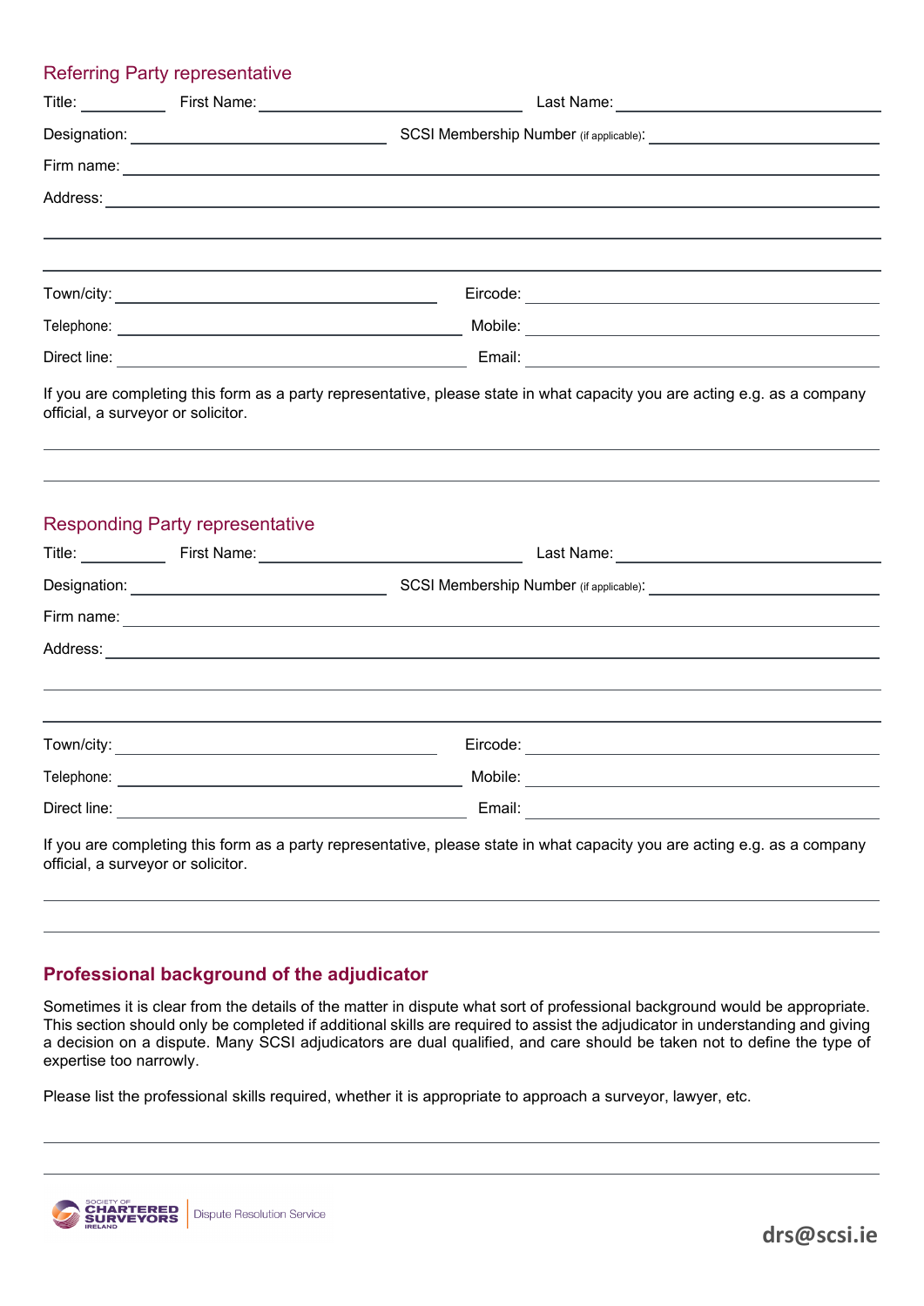## Referring Party representative

Title: __________ First Name: ______________________________ Last Name: ______________________________

Designation: ______________________________ SCSI Membership Number (if applicable): ______________________________

Firm name: ____________________________________________________________

Address: ____________________________________________________________

____________________________________________________________

____________________________________________________________

Town/city: ______________________________ Eircode: ______________________________

Telephone: ______________________________ Mobile: ______________________________

Direct line: ______________________________ Email: ______________________________

If you are completing this form as a party representative, please state in what capacity you are acting e.g. as a company official, a surveyor or solicitor.

____________________________________________________________

____________________________________________________________

## Responding Party representative

Title: __________ First Name: ______________________________ Last Name: ______________________________

Designation: ______________________________ SCSI Membership Number (if applicable): ______________________________

Firm name: ____________________________________________________________

Address: ____________________________________________________________

____________________________________________________________

____________________________________________________________

Town/city: ______________________________ Eircode: ______________________________

Telephone: ______________________________ Mobile: ______________________________

Direct line: ______________________________ Email: ______________________________

If you are completing this form as a party representative, please state in what capacity you are acting e.g. as a company official, a surveyor or solicitor.

____________________________________________________________

____________________________________________________________

## Professional background of the adjudicator

Sometimes it is clear from the details of the matter in dispute what sort of professional background would be appropriate. This section should only be completed if additional skills are required to assist the adjudicator in understanding and giving a decision on a dispute. Many SCSI adjudicators are dual qualified, and care should be taken not to define the type of expertise too narrowly.

Please list the professional skills required, whether it is appropriate to approach a surveyor, lawyer, etc.

____________________________________________________________

____________________________________________________________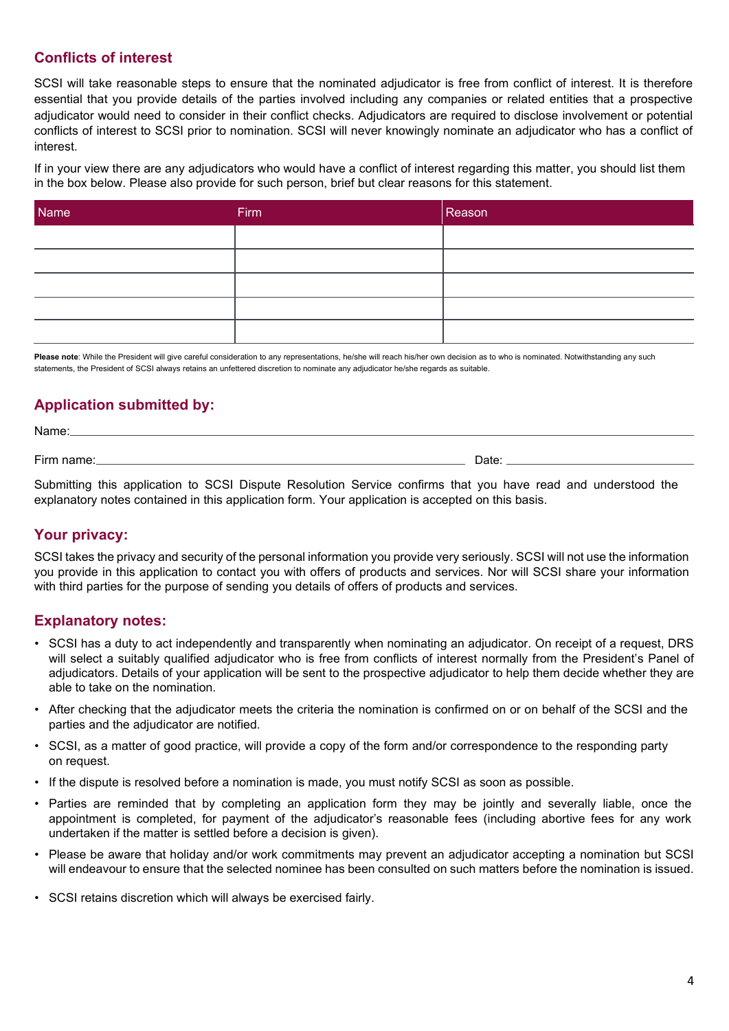## Conflicts of interest

SCSI will take reasonable steps to ensure that the nominated adjudicator is free from conflict of interest. It is therefore essential that you provide details of the parties involved including any companies or related entities that a prospective adjudicator would need to consider in their conflict checks. Adjudicators are required to disclose involvement or potential conflicts of interest to SCSI prior to nomination. SCSI will never knowingly nominate an adjudicator who has a conflict of interest.

If in your view there are any adjudicators who would have a conflict of interest regarding this matter, you should list them in the box below. Please also provide for such person, brief but clear reasons for this statement.

| Name | Firm | Reason |
|---|---|---|
| | | |
| | | |
| | | |
| | | |
| | | |

**Please note**: While the President will give careful consideration to any representations, he/she will reach his/her own decision as to who is nominated. Notwithstanding any such statements, the President of SCSI always retains an unfettered discretion to nominate any adjudicator he/she regards as suitable.

## Application submitted by:

Name: ____________________

Firm name: ____________________ Date: ____________________

Submitting this application to SCSI Dispute Resolution Service confirms that you have read and understood the explanatory notes contained in this application form. Your application is accepted on this basis.

## Your privacy:

SCSI takes the privacy and security of the personal information you provide very seriously. SCSI will not use the information you provide in this application to contact you with offers of products and services. Nor will SCSI share your information with third parties for the purpose of sending you details of offers of products and services.

## Explanatory notes:

- SCSI has a duty to act independently and transparently when nominating an adjudicator. On receipt of a request, DRS will select a suitably qualified adjudicator who is free from conflicts of interest normally from the President's Panel of adjudicators. Details of your application will be sent to the prospective adjudicator to help them decide whether they are able to take on the nomination.
- After checking that the adjudicator meets the criteria the nomination is confirmed on or on behalf of the SCSI and the parties and the adjudicator are notified.
- SCSI, as a matter of good practice, will provide a copy of the form and/or correspondence to the responding party on request.
- If the dispute is resolved before a nomination is made, you must notify SCSI as soon as possible.
- Parties are reminded that by completing an application form they may be jointly and severally liable, once the appointment is completed, for payment of the adjudicator's reasonable fees (including abortive fees for any work undertaken if the matter is settled before a decision is given).
- Please be aware that holiday and/or work commitments may prevent an adjudicator accepting a nomination but SCSI will endeavour to ensure that the selected nominee has been consulted on such matters before the nomination is issued.
- SCSI retains discretion which will always be exercised fairly.